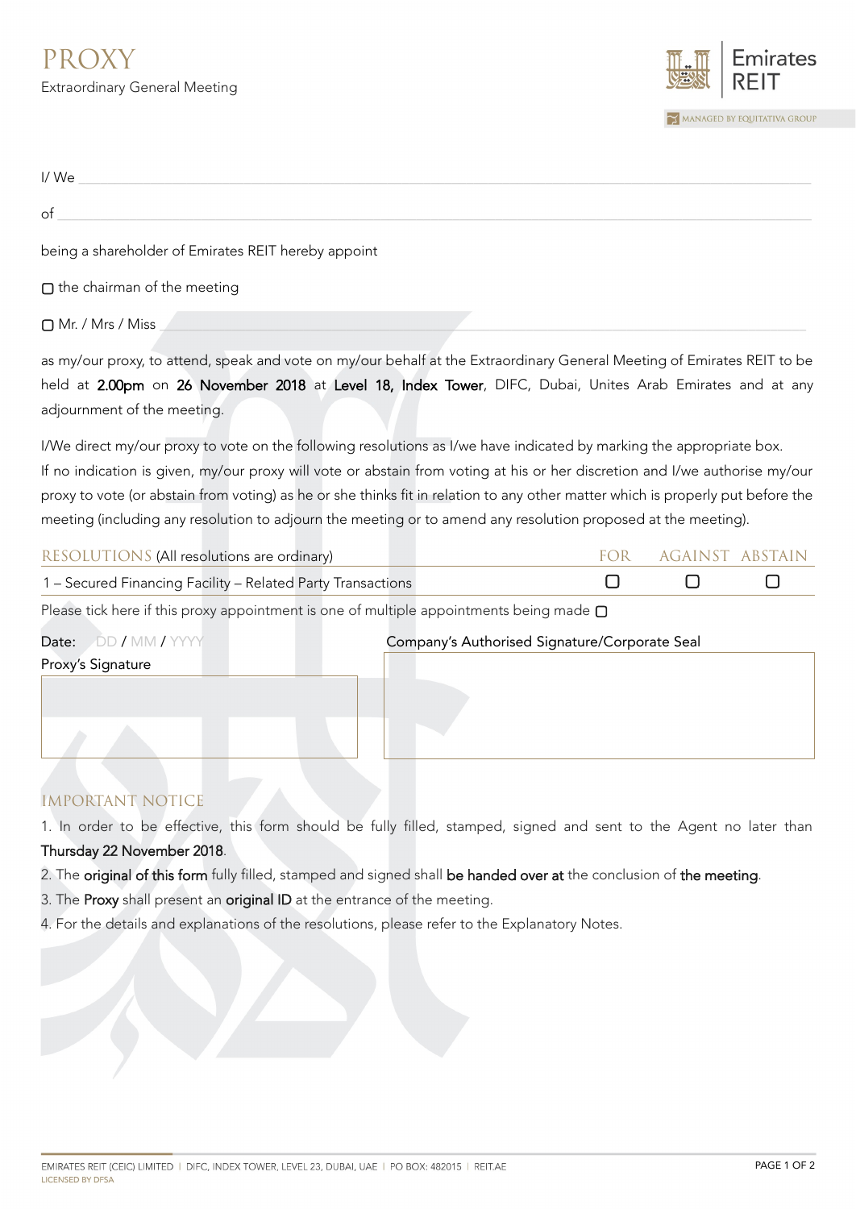# PROXY

Extraordinary General Meeting

Emirates REIT

MANAGED BY EQUITATIVA GROUP

I/ We ______________________________________________

of ______________________________________________

being a shareholder of Emirates REIT hereby appoint

☐ the chairman of the meeting

☐ Mr. / Mrs / Miss ______________________________________________

as my/our proxy, to attend, speak and vote on my/our behalf at the Extraordinary General Meeting of Emirates REIT to be held at **2.00pm** on **26 November 2018** at **Level 18, Index Tower**, DIFC, Dubai, Unites Arab Emirates and at any adjournment of the meeting.

I/We direct my/our proxy to vote on the following resolutions as I/we have indicated by marking the appropriate box.
If no indication is given, my/our proxy will vote or abstain from voting at his or her discretion and I/we authorise my/our proxy to vote (or abstain from voting) as he or she thinks fit in relation to any other matter which is properly put before the meeting (including any resolution to adjourn the meeting or to amend any resolution proposed at the meeting).

| RESOLUTIONS (All resolutions are ordinary) | FOR | AGAINST | ABSTAIN |
|---|---|---|---|
| 1 – Secured Financing Facility – Related Party Transactions | ☐ | ☐ | ☐ |

Please tick here if this proxy appointment is one of multiple appointments being made ☐

Date: DD / MM / YYYY

Proxy's Signature

Company's Authorised Signature/Corporate Seal

## IMPORTANT NOTICE

1. In order to be effective, this form should be fully filled, stamped, signed and sent to the Agent no later than **Thursday 22 November 2018**.
2. The **original of this form** fully filled, stamped and signed shall **be handed over at** the conclusion of **the meeting**.
3. The **Proxy** shall present an **original ID** at the entrance of the meeting.
4. For the details and explanations of the resolutions, please refer to the Explanatory Notes.

EMIRATES REIT (CEIC) LIMITED | DIFC, INDEX TOWER, LEVEL 23, DUBAI, UAE | PO BOX: 482015 | REIT.AE
LICENSED BY DFSA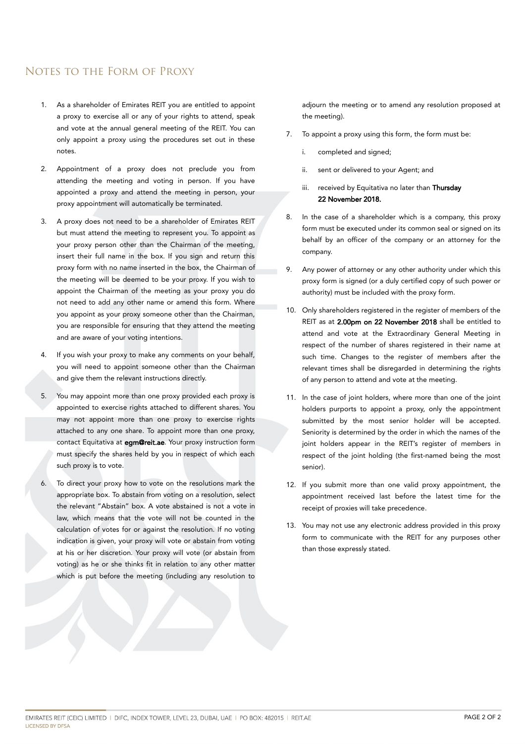## Notes to the Form of Proxy

1. As a shareholder of Emirates REIT you are entitled to appoint a proxy to exercise all or any of your rights to attend, speak and vote at the annual general meeting of the REIT. You can only appoint a proxy using the procedures set out in these notes.

2. Appointment of a proxy does not preclude you from attending the meeting and voting in person. If you have appointed a proxy and attend the meeting in person, your proxy appointment will automatically be terminated.

3. A proxy does not need to be a shareholder of Emirates REIT but must attend the meeting to represent you. To appoint as your proxy person other than the Chairman of the meeting, insert their full name in the box. If you sign and return this proxy form with no name inserted in the box, the Chairman of the meeting will be deemed to be your proxy. If you wish to appoint the Chairman of the meeting as your proxy you do not need to add any other name or amend this form. Where you appoint as your proxy someone other than the Chairman, you are responsible for ensuring that they attend the meeting and are aware of your voting intentions.

4. If you wish your proxy to make any comments on your behalf, you will need to appoint someone other than the Chairman and give them the relevant instructions directly.

5. You may appoint more than one proxy provided each proxy is appointed to exercise rights attached to different shares. You may not appoint more than one proxy to exercise rights attached to any one share. To appoint more than one proxy, contact Equitativa at **egm@reit.ae**. Your proxy instruction form must specify the shares held by you in respect of which each such proxy is to vote.

6. To direct your proxy how to vote on the resolutions mark the appropriate box. To abstain from voting on a resolution, select the relevant "Abstain" box. A vote abstained is not a vote in law, which means that the vote will not be counted in the calculation of votes for or against the resolution. If no voting indication is given, your proxy will vote or abstain from voting at his or her discretion. Your proxy will vote (or abstain from voting) as he or she thinks fit in relation to any other matter which is put before the meeting (including any resolution to adjourn the meeting or to amend any resolution proposed at the meeting).

7. To appoint a proxy using this form, the form must be:
   i. completed and signed;
   ii. sent or delivered to your Agent; and
   iii. received by Equitativa no later than **Thursday 22 November 2018.**

8. In the case of a shareholder which is a company, this proxy form must be executed under its common seal or signed on its behalf by an officer of the company or an attorney for the company.

9. Any power of attorney or any other authority under which this proxy form is signed (or a duly certified copy of such power or authority) must be included with the proxy form.

10. Only shareholders registered in the register of members of the REIT as at **2.00pm on 22 November 2018** shall be entitled to attend and vote at the Extraordinary General Meeting in respect of the number of shares registered in their name at such time. Changes to the register of members after the relevant times shall be disregarded in determining the rights of any person to attend and vote at the meeting.

11. In the case of joint holders, where more than one of the joint holders purports to appoint a proxy, only the appointment submitted by the most senior holder will be accepted. Seniority is determined by the order in which the names of the joint holders appear in the REIT's register of members in respect of the joint holding (the first-named being the most senior).

12. If you submit more than one valid proxy appointment, the appointment received last before the latest time for the receipt of proxies will take precedence.

13. You may not use any electronic address provided in this proxy form to communicate with the REIT for any purposes other than those expressly stated.

EMIRATES REIT (CEIC) LIMITED | DIFC, INDEX TOWER, LEVEL 23, DUBAI, UAE | PO BOX: 482015 | REIT.AE
LICENSED BY DFSA